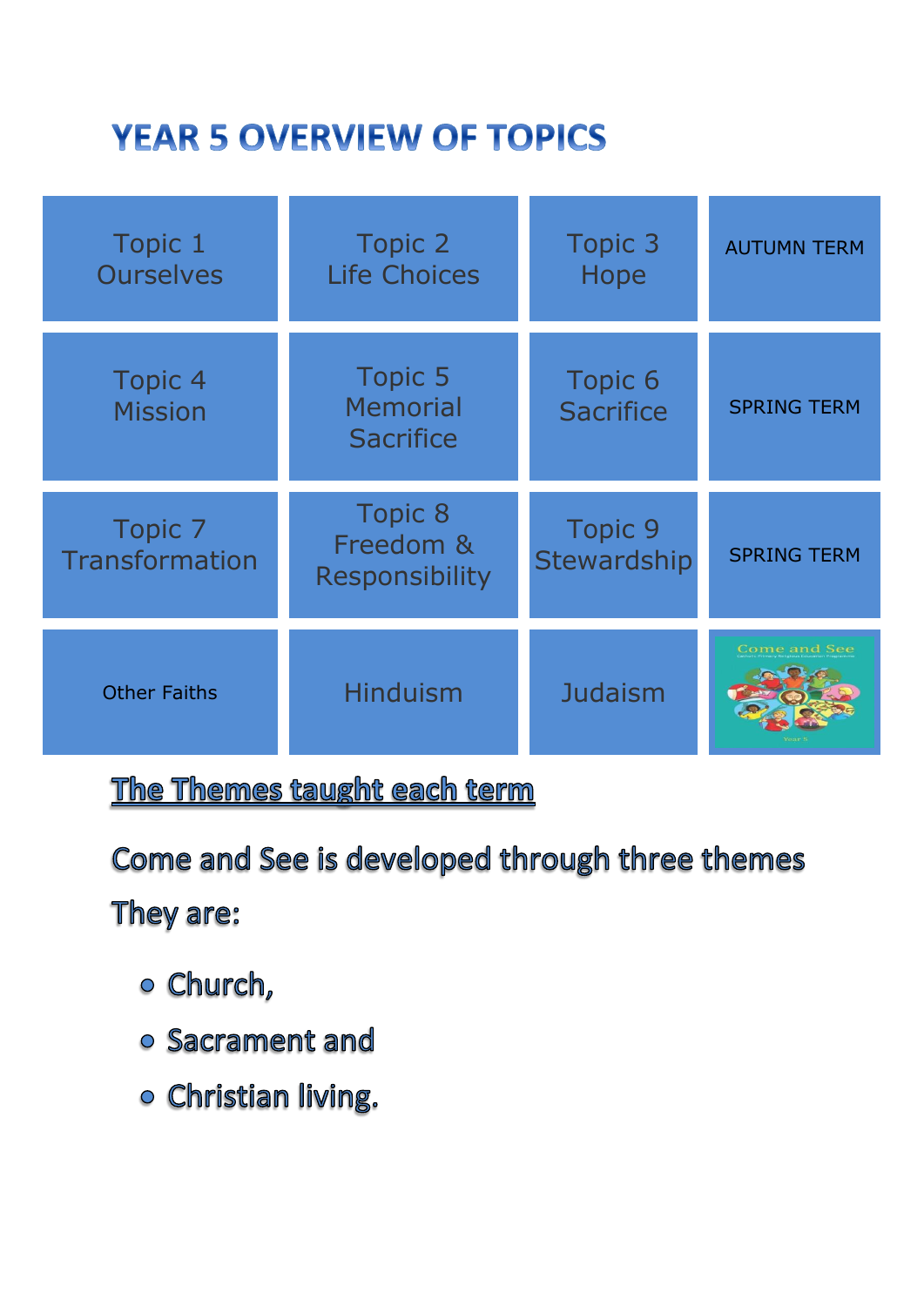# YEAR 5 OVERVIEW OF TOPICS

| | | | |
|---|---|---|---|
| Topic 1 Ourselves | Topic 2 Life Choices | Topic 3 Hope | AUTUMN TERM |
| Topic 4 Mission | Topic 5 Memorial Sacrifice | Topic 6 Sacrifice | SPRING TERM |
| Topic 7 Transformation | Topic 8 Freedom & Responsibility | Topic 9 Stewardship | SPRING TERM |
| Other Faiths | Hinduism | Judaism | Come and See Year 5 |

## The Themes taught each term

Come and See is developed through three themes

They are:

- Church,
- Sacrament and
- Christian living.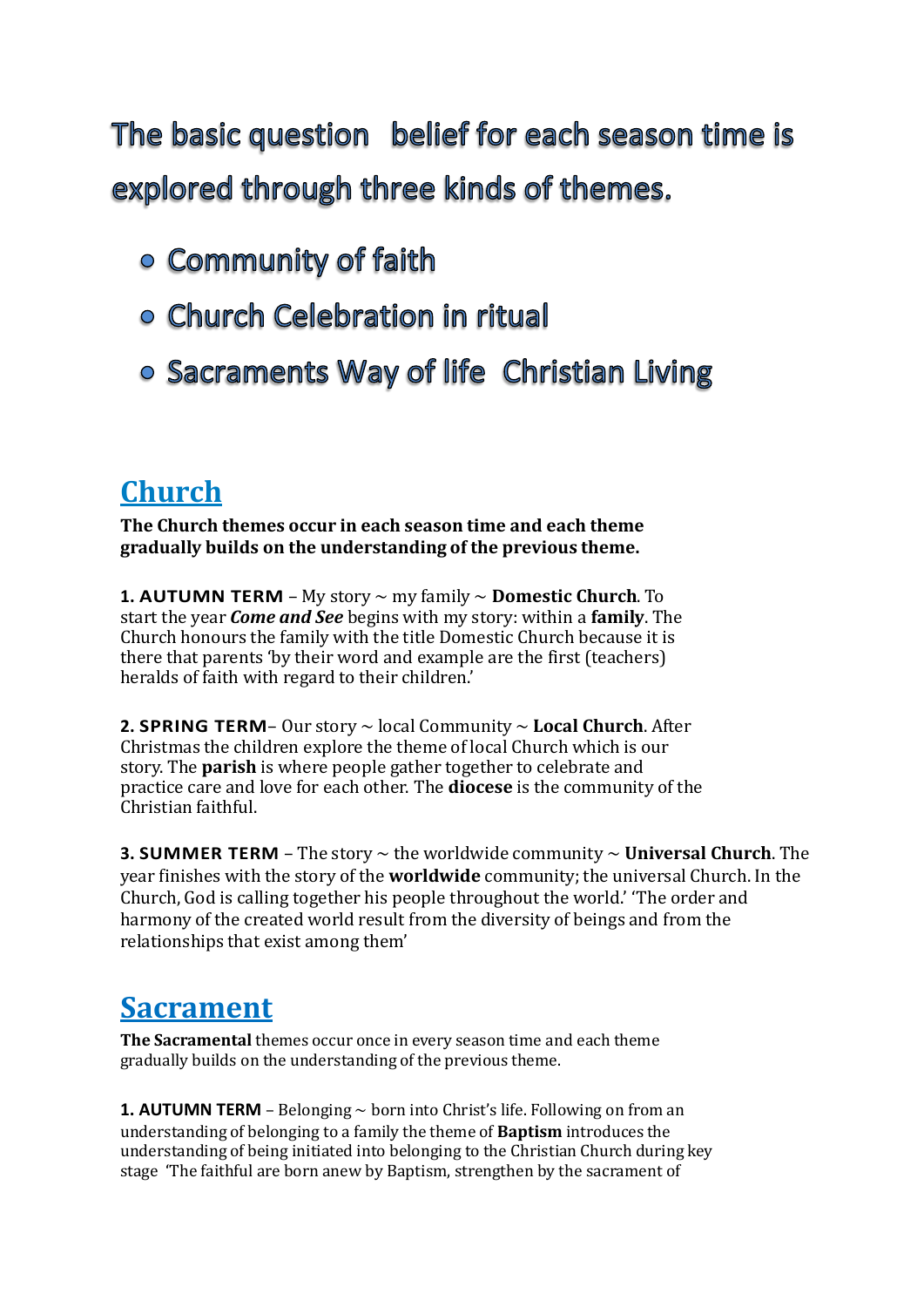# The basic question belief for each season time is explored through three kinds of themes.

- Community of faith
- Church Celebration in ritual
- Sacraments Way of life Christian Living

## Church

**The Church themes occur in each season time and each theme gradually builds on the understanding of the previous theme.**

**1. AUTUMN TERM** – My story ~ my family ~ **Domestic Church**. To start the year ***Come and See*** begins with my story: within a **family**. The Church honours the family with the title Domestic Church because it is there that parents 'by their word and example are the first (teachers) heralds of faith with regard to their children.'

**2. SPRING TERM**– Our story ~ local Community ~ **Local Church**. After Christmas the children explore the theme of local Church which is our story. The **parish** is where people gather together to celebrate and practice care and love for each other. The **diocese** is the community of the Christian faithful.

**3. SUMMER TERM** – The story ~ the worldwide community ~ **Universal Church**. The year finishes with the story of the **worldwide** community; the universal Church. In the Church, God is calling together his people throughout the world.' 'The order and harmony of the created world result from the diversity of beings and from the relationships that exist among them'

## Sacrament

**The Sacramental** themes occur once in every season time and each theme gradually builds on the understanding of the previous theme.

**1. AUTUMN TERM** – Belonging ~ born into Christ's life. Following on from an understanding of belonging to a family the theme of **Baptism** introduces the understanding of being initiated into belonging to the Christian Church during key stage 'The faithful are born anew by Baptism, strengthen by the sacrament of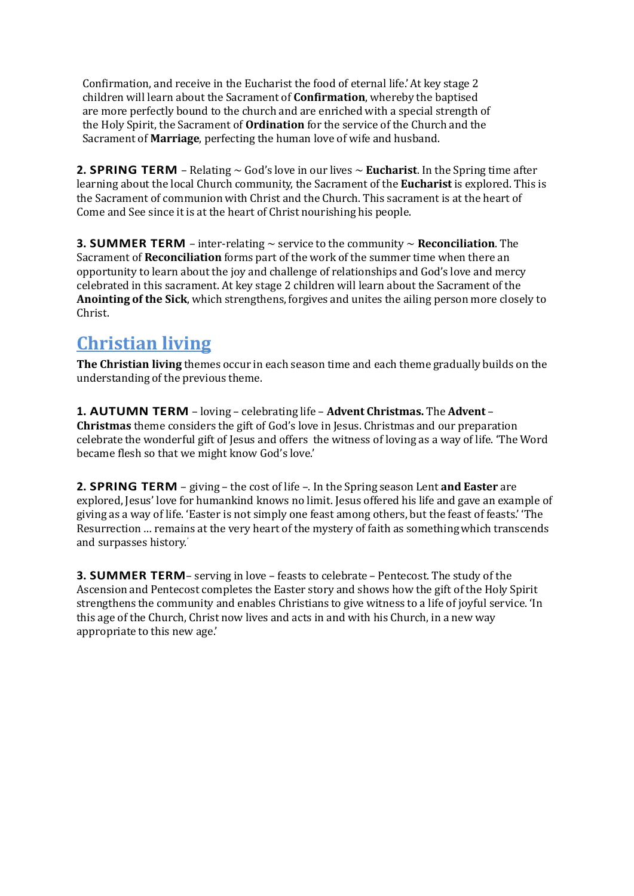Confirmation, and receive in the Eucharist the food of eternal life.' At key stage 2 children will learn about the Sacrament of **Confirmation**, whereby the baptised are more perfectly bound to the church and are enriched with a special strength of the Holy Spirit, the Sacrament of **Ordination** for the service of the Church and the Sacrament of **Marriage**, perfecting the human love of wife and husband.

**2. SPRING TERM** – Relating ~ God's love in our lives ~ **Eucharist**. In the Spring time after learning about the local Church community, the Sacrament of the **Eucharist** is explored. This is the Sacrament of communion with Christ and the Church. This sacrament is at the heart of Come and See since it is at the heart of Christ nourishing his people.

**3. SUMMER TERM** – inter-relating ~ service to the community ~ **Reconciliation**. The Sacrament of **Reconciliation** forms part of the work of the summer time when there an opportunity to learn about the joy and challenge of relationships and God's love and mercy celebrated in this sacrament. At key stage 2 children will learn about the Sacrament of the **Anointing of the Sick**, which strengthens, forgives and unites the ailing person more closely to Christ.

## Christian living

**The Christian living** themes occur in each season time and each theme gradually builds on the understanding of the previous theme.

**1. AUTUMN TERM** – loving – celebrating life – **Advent Christmas.** The **Advent** – **Christmas** theme considers the gift of God's love in Jesus. Christmas and our preparation celebrate the wonderful gift of Jesus and offers the witness of loving as a way of life. 'The Word became flesh so that we might know God's love.'

**2. SPRING TERM** – giving – the cost of life –. In the Spring season Lent **and Easter** are explored, Jesus' love for humankind knows no limit. Jesus offered his life and gave an example of giving as a way of life. 'Easter is not simply one feast among others, but the feast of feasts.' 'The Resurrection … remains at the very heart of the mystery of faith as something which transcends and surpasses history.'

**3. SUMMER TERM**– serving in love – feasts to celebrate – Pentecost. The study of the Ascension and Pentecost completes the Easter story and shows how the gift of the Holy Spirit strengthens the community and enables Christians to give witness to a life of joyful service. 'In this age of the Church, Christ now lives and acts in and with his Church, in a new way appropriate to this new age.'